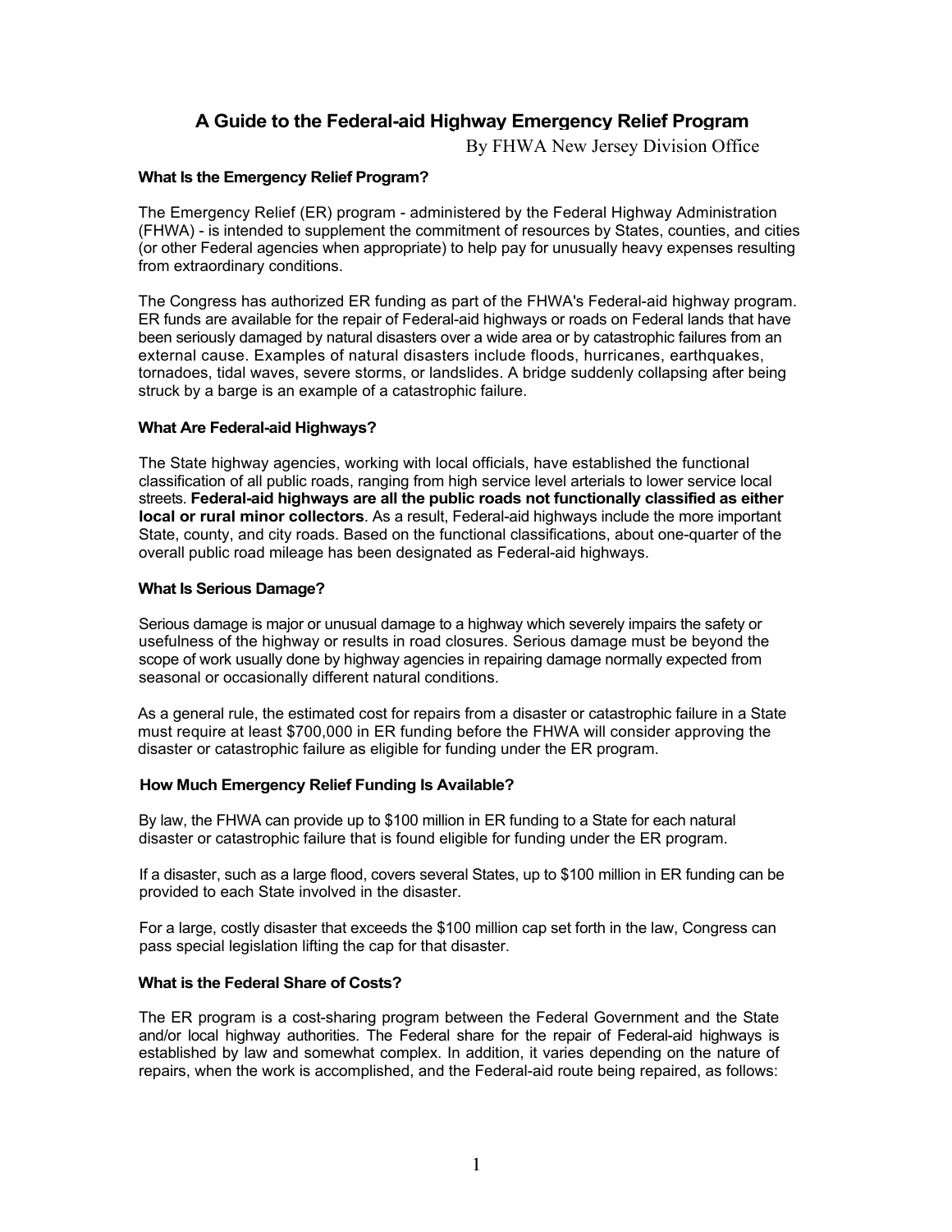# A Guide to the Federal-aid Highway Emergency Relief Program

By FHWA New Jersey Division Office

### What Is the Emergency Relief Program?

The Emergency Relief (ER) program - administered by the Federal Highway Administration (FHWA) - is intended to supplement the commitment of resources by States, counties, and cities (or other Federal agencies when appropriate) to help pay for unusually heavy expenses resulting from extraordinary conditions.

The Congress has authorized ER funding as part of the FHWA's Federal-aid highway program. ER funds are available for the repair of Federal-aid highways or roads on Federal lands that have been seriously damaged by natural disasters over a wide area or by catastrophic failures from an external cause. Examples of natural disasters include floods, hurricanes, earthquakes, tornadoes, tidal waves, severe storms, or landslides. A bridge suddenly collapsing after being struck by a barge is an example of a catastrophic failure.

### What Are Federal-aid Highways?

The State highway agencies, working with local officials, have established the functional classification of all public roads, ranging from high service level arterials to lower service local streets. **Federal-aid highways are all the public roads not functionally classified as either local or rural minor collectors**. As a result, Federal-aid highways include the more important State, county, and city roads. Based on the functional classifications, about one-quarter of the overall public road mileage has been designated as Federal-aid highways.

### What Is Serious Damage?

Serious damage is major or unusual damage to a highway which severely impairs the safety or usefulness of the highway or results in road closures. Serious damage must be beyond the scope of work usually done by highway agencies in repairing damage normally expected from seasonal or occasionally different natural conditions.

As a general rule, the estimated cost for repairs from a disaster or catastrophic failure in a State must require at least $700,000 in ER funding before the FHWA will consider approving the disaster or catastrophic failure as eligible for funding under the ER program.

### How Much Emergency Relief Funding Is Available?

By law, the FHWA can provide up to $100 million in ER funding to a State for each natural disaster or catastrophic failure that is found eligible for funding under the ER program.

If a disaster, such as a large flood, covers several States, up to $100 million in ER funding can be provided to each State involved in the disaster.

For a large, costly disaster that exceeds the $100 million cap set forth in the law, Congress can pass special legislation lifting the cap for that disaster.

### What is the Federal Share of Costs?

The ER program is a cost-sharing program between the Federal Government and the State and/or local highway authorities. The Federal share for the repair of Federal-aid highways is established by law and somewhat complex. In addition, it varies depending on the nature of repairs, when the work is accomplished, and the Federal-aid route being repaired, as follows: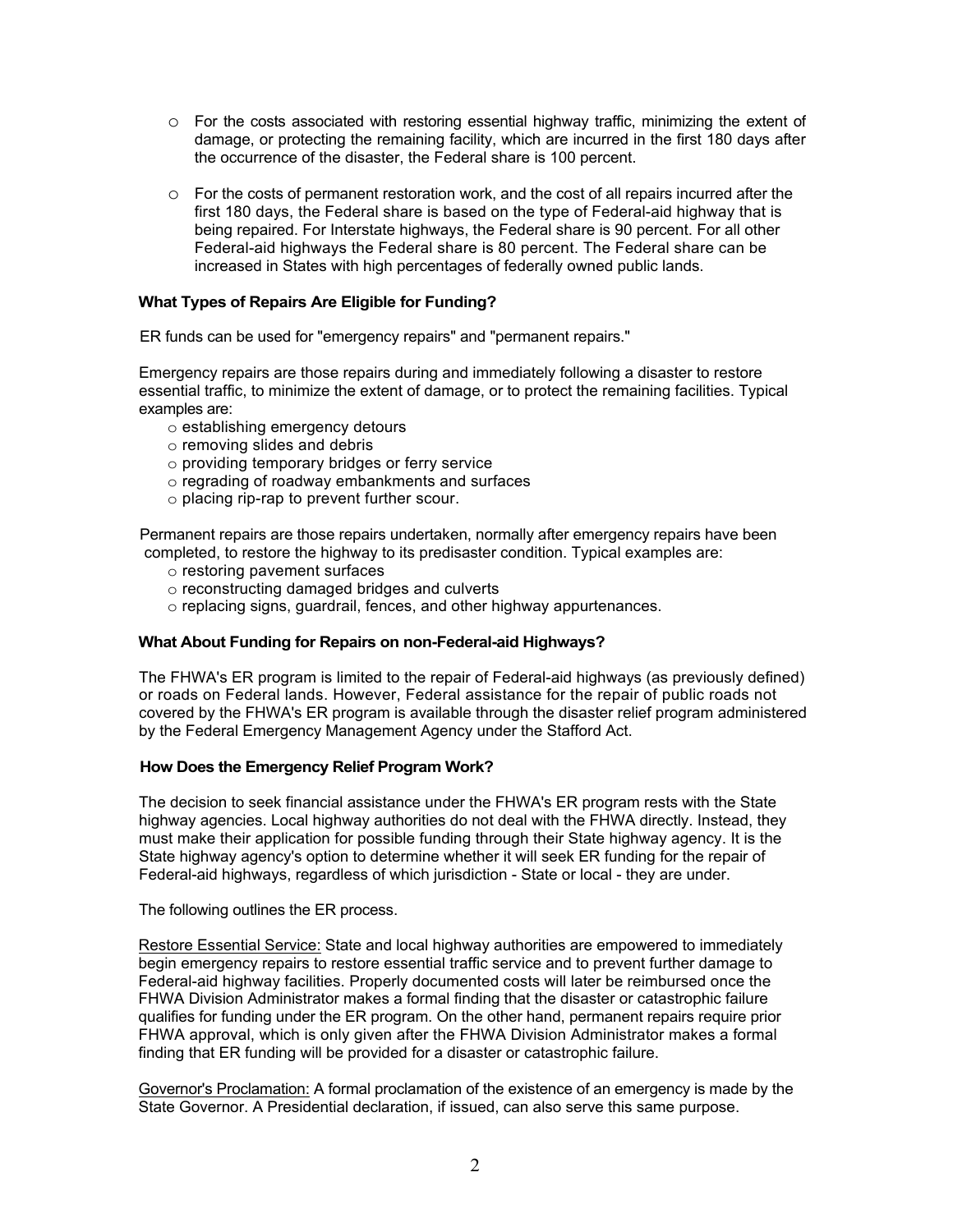- For the costs associated with restoring essential highway traffic, minimizing the extent of damage, or protecting the remaining facility, which are incurred in the first 180 days after the occurrence of the disaster, the Federal share is 100 percent.

- For the costs of permanent restoration work, and the cost of all repairs incurred after the first 180 days, the Federal share is based on the type of Federal-aid highway that is being repaired. For Interstate highways, the Federal share is 90 percent. For all other Federal-aid highways the Federal share is 80 percent. The Federal share can be increased in States with high percentages of federally owned public lands.

### What Types of Repairs Are Eligible for Funding?

ER funds can be used for "emergency repairs" and "permanent repairs."

Emergency repairs are those repairs during and immediately following a disaster to restore essential traffic, to minimize the extent of damage, or to protect the remaining facilities. Typical examples are:

- establishing emergency detours
- removing slides and debris
- providing temporary bridges or ferry service
- regrading of roadway embankments and surfaces
- placing rip-rap to prevent further scour.

Permanent repairs are those repairs undertaken, normally after emergency repairs have been completed, to restore the highway to its predisaster condition. Typical examples are:

- restoring pavement surfaces
- reconstructing damaged bridges and culverts
- replacing signs, guardrail, fences, and other highway appurtenances.

### What About Funding for Repairs on non-Federal-aid Highways?

The FHWA's ER program is limited to the repair of Federal-aid highways (as previously defined) or roads on Federal lands. However, Federal assistance for the repair of public roads not covered by the FHWA's ER program is available through the disaster relief program administered by the Federal Emergency Management Agency under the Stafford Act.

### How Does the Emergency Relief Program Work?

The decision to seek financial assistance under the FHWA's ER program rests with the State highway agencies. Local highway authorities do not deal with the FHWA directly. Instead, they must make their application for possible funding through their State highway agency. It is the State highway agency's option to determine whether it will seek ER funding for the repair of Federal-aid highways, regardless of which jurisdiction - State or local - they are under.

The following outlines the ER process.

Restore Essential Service: State and local highway authorities are empowered to immediately begin emergency repairs to restore essential traffic service and to prevent further damage to Federal-aid highway facilities. Properly documented costs will later be reimbursed once the FHWA Division Administrator makes a formal finding that the disaster or catastrophic failure qualifies for funding under the ER program. On the other hand, permanent repairs require prior FHWA approval, which is only given after the FHWA Division Administrator makes a formal finding that ER funding will be provided for a disaster or catastrophic failure.

Governor's Proclamation: A formal proclamation of the existence of an emergency is made by the State Governor. A Presidential declaration, if issued, can also serve this same purpose.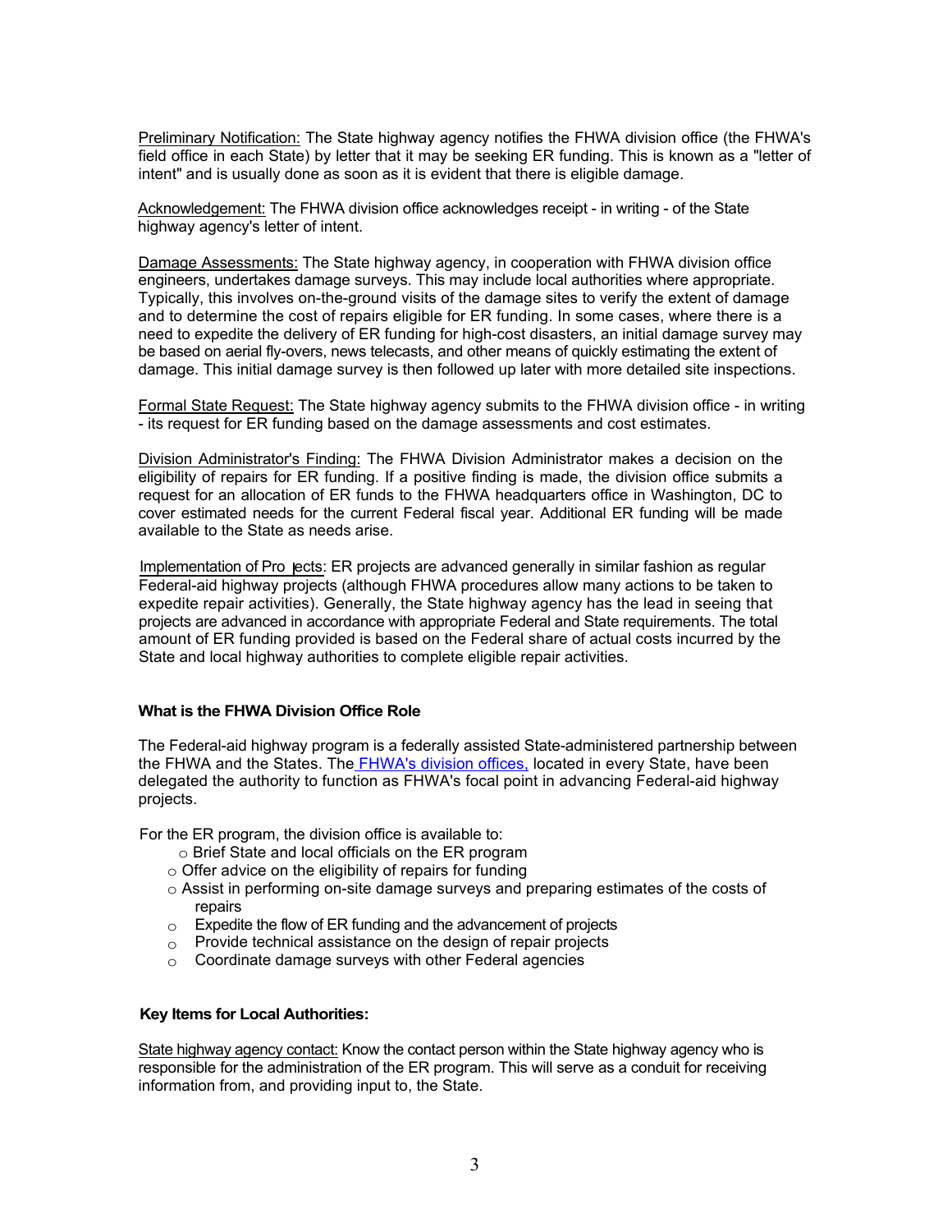Preliminary Notification: The State highway agency notifies the FHWA division office (the FHWA's field office in each State) by letter that it may be seeking ER funding. This is known as a "letter of intent" and is usually done as soon as it is evident that there is eligible damage.

Acknowledgement: The FHWA division office acknowledges receipt - in writing - of the State highway agency's letter of intent.

Damage Assessments: The State highway agency, in cooperation with FHWA division office engineers, undertakes damage surveys. This may include local authorities where appropriate. Typically, this involves on-the-ground visits of the damage sites to verify the extent of damage and to determine the cost of repairs eligible for ER funding. In some cases, where there is a need to expedite the delivery of ER funding for high-cost disasters, an initial damage survey may be based on aerial fly-overs, news telecasts, and other means of quickly estimating the extent of damage. This initial damage survey is then followed up later with more detailed site inspections.

Formal State Request: The State highway agency submits to the FHWA division office - in writing - its request for ER funding based on the damage assessments and cost estimates.

Division Administrator's Finding: The FHWA Division Administrator makes a decision on the eligibility of repairs for ER funding. If a positive finding is made, the division office submits a request for an allocation of ER funds to the FHWA headquarters office in Washington, DC to cover estimated needs for the current Federal fiscal year. Additional ER funding will be made available to the State as needs arise.

Implementation of Projects: ER projects are advanced generally in similar fashion as regular Federal-aid highway projects (although FHWA procedures allow many actions to be taken to expedite repair activities). Generally, the State highway agency has the lead in seeing that projects are advanced in accordance with appropriate Federal and State requirements. The total amount of ER funding provided is based on the Federal share of actual costs incurred by the State and local highway authorities to complete eligible repair activities.

### What is the FHWA Division Office Role

The Federal-aid highway program is a federally assisted State-administered partnership between the FHWA and the States. The FHWA's division offices, located in every State, have been delegated the authority to function as FHWA's focal point in advancing Federal-aid highway projects.

For the ER program, the division office is available to:

- Brief State and local officials on the ER program
- Offer advice on the eligibility of repairs for funding
- Assist in performing on-site damage surveys and preparing estimates of the costs of repairs
- Expedite the flow of ER funding and the advancement of projects
- Provide technical assistance on the design of repair projects
- Coordinate damage surveys with other Federal agencies

### Key Items for Local Authorities:

State highway agency contact: Know the contact person within the State highway agency who is responsible for the administration of the ER program. This will serve as a conduit for receiving information from, and providing input to, the State.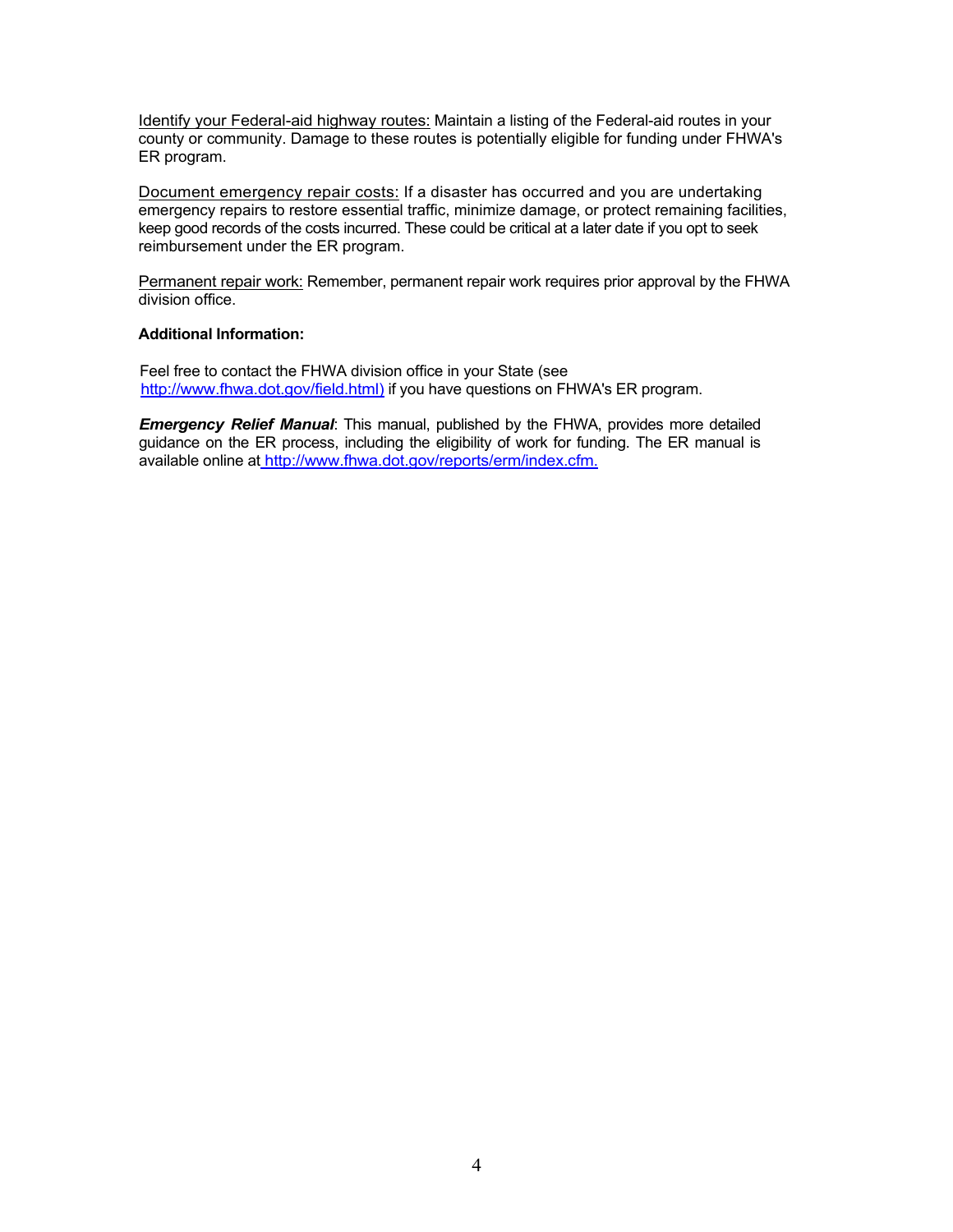Identify your Federal-aid highway routes: Maintain a listing of the Federal-aid routes in your county or community. Damage to these routes is potentially eligible for funding under FHWA's ER program.

Document emergency repair costs: If a disaster has occurred and you are undertaking emergency repairs to restore essential traffic, minimize damage, or protect remaining facilities, keep good records of the costs incurred. These could be critical at a later date if you opt to seek reimbursement under the ER program.

Permanent repair work: Remember, permanent repair work requires prior approval by the FHWA division office.

**Additional Information:**

Feel free to contact the FHWA division office in your State (see http://www.fhwa.dot.gov/field.html) if you have questions on FHWA's ER program.

***Emergency Relief Manual***: This manual, published by the FHWA, provides more detailed guidance on the ER process, including the eligibility of work for funding. The ER manual is available online at http://www.fhwa.dot.gov/reports/erm/index.cfm.